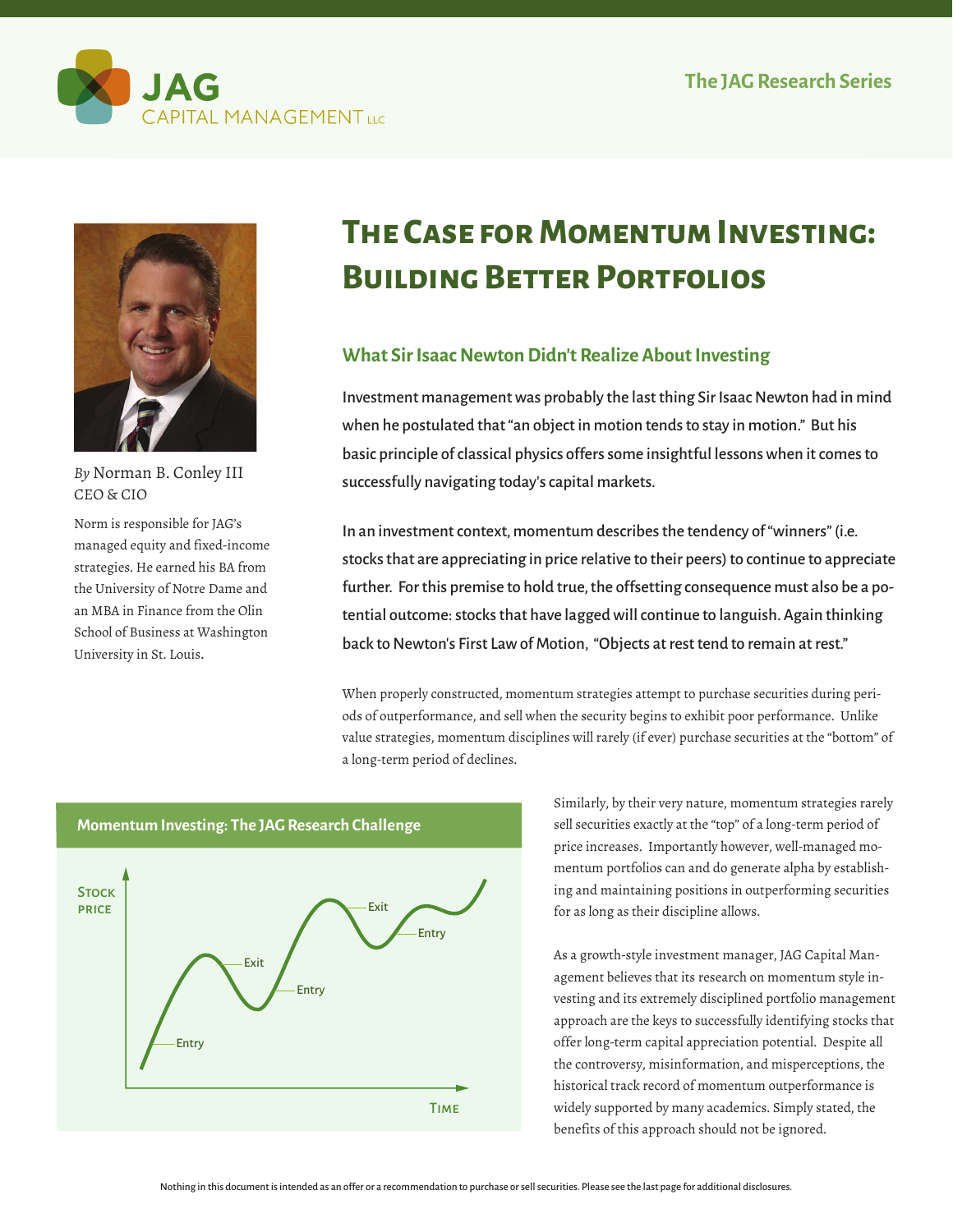# The Case for Momentum Investing: Building Better Portfolios

*By* Norman B. Conley III
CEO & CIO

Norm is responsible for JAG's managed equity and fixed-income strategies. He earned his BA from the University of Notre Dame and an MBA in Finance from the Olin School of Business at Washington University in St. Louis.

## What Sir Isaac Newton Didn't Realize About Investing

Investment management was probably the last thing Sir Isaac Newton had in mind when he postulated that "an object in motion tends to stay in motion." But his basic principle of classical physics offers some insightful lessons when it comes to successfully navigating today's capital markets.

In an investment context, momentum describes the tendency of "winners" (i.e. stocks that are appreciating in price relative to their peers) to continue to appreciate further. For this premise to hold true, the offsetting consequence must also be a potential outcome: stocks that have lagged will continue to languish. Again thinking back to Newton's First Law of Motion, "Objects at rest tend to remain at rest."

When properly constructed, momentum strategies attempt to purchase securities during periods of outperformance, and sell when the security begins to exhibit poor performance. Unlike value strategies, momentum disciplines will rarely (if ever) purchase securities at the "bottom" of a long-term period of declines.

**Momentum Investing: The JAG Research Challenge**

Similarly, by their very nature, momentum strategies rarely sell securities exactly at the "top" of a long-term period of price increases. Importantly however, well-managed momentum portfolios can and do generate alpha by establishing and maintaining positions in outperforming securities for as long as their discipline allows.

As a growth-style investment manager, JAG Capital Management believes that its research on momentum style investing and its extremely disciplined portfolio management approach are the keys to successfully identifying stocks that offer long-term capital appreciation potential. Despite all the controversy, misinformation, and misperceptions, the historical track record of momentum outperformance is widely supported by many academics. Simply stated, the benefits of this approach should not be ignored.

Nothing in this document is intended as an offer or a recommendation to purchase or sell securities. Please see the last page for additional disclosures.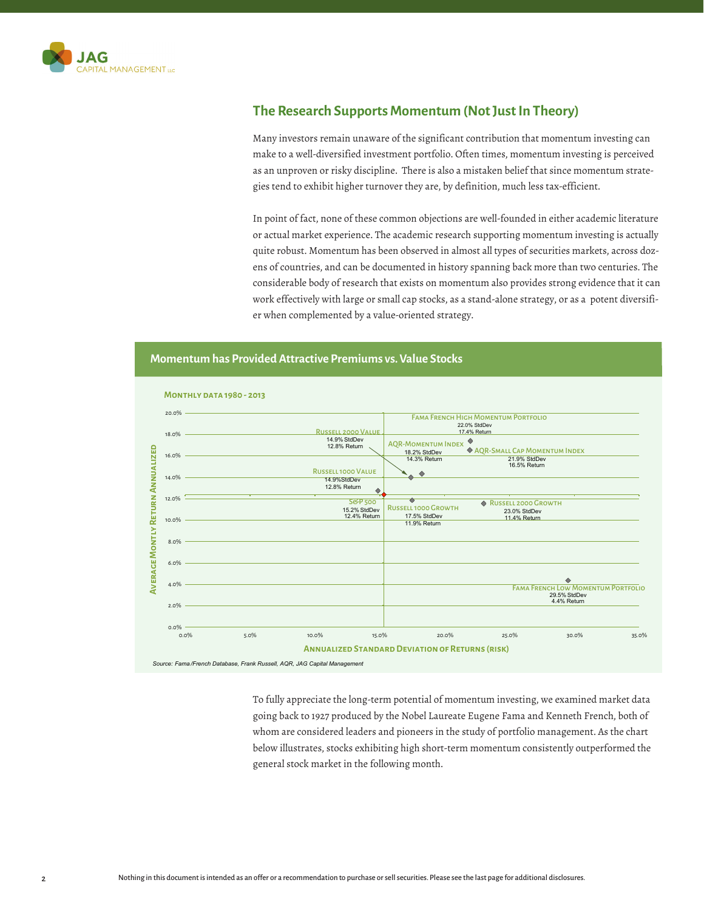## The Research Supports Momentum (Not Just In Theory)

Many investors remain unaware of the significant contribution that momentum investing can make to a well-diversified investment portfolio. Often times, momentum investing is perceived as an unproven or risky discipline. There is also a mistaken belief that since momentum strategies tend to exhibit higher turnover they are, by definition, much less tax-efficient.

In point of fact, none of these common objections are well-founded in either academic literature or actual market experience. The academic research supporting momentum investing is actually quite robust. Momentum has been observed in almost all types of securities markets, across dozens of countries, and can be documented in history spanning back more than two centuries. The considerable body of research that exists on momentum also provides strong evidence that it can work effectively with large or small cap stocks, as a stand-alone strategy, or as a potent diversifier when complemented by a value-oriented strategy.

### Momentum has Provided Attractive Premiums vs. Value Stocks

**Monthly data 1980 - 2013**

| Portfolio | Annualized Standard Deviation of Returns (Risk) | Average Montly Return Annualized |
|---|---|---|
| Fama French High Momentum Portfolio | 22.0% StdDev | 17.4% Return |
| AQR-Momentum Index | 18.2% StdDev | 14.3% Return |
| AQR-Small Cap Momentum Index | 21.9% StdDev | 16.5% Return |
| Russell 2000 Value | 14.9% StdDev | 12.8% Return |
| Russell 1000 Value | 14.9%StdDev | 12.8% Return |
| S&P 500 | 15.2% StdDev | 12.4% Return |
| Russell 1000 Growth | 17.5% StdDev | 11.9% Return |
| Russell 2000 Growth | 23.0% StdDev | 11.4% Return |
| Fama French Low Momentum Portfolio | 29.5% StdDev | 4.4% Return |

*Source: Fama/French Database, Frank Russell, AQR, JAG Capital Management*

To fully appreciate the long-term potential of momentum investing, we examined market data going back to 1927 produced by the Nobel Laureate Eugene Fama and Kenneth French, both of whom are considered leaders and pioneers in the study of portfolio management. As the chart below illustrates, stocks exhibiting high short-term momentum consistently outperformed the general stock market in the following month.

Nothing in this document is intended as an offer or a recommendation to purchase or sell securities. Please see the last page for additional disclosures.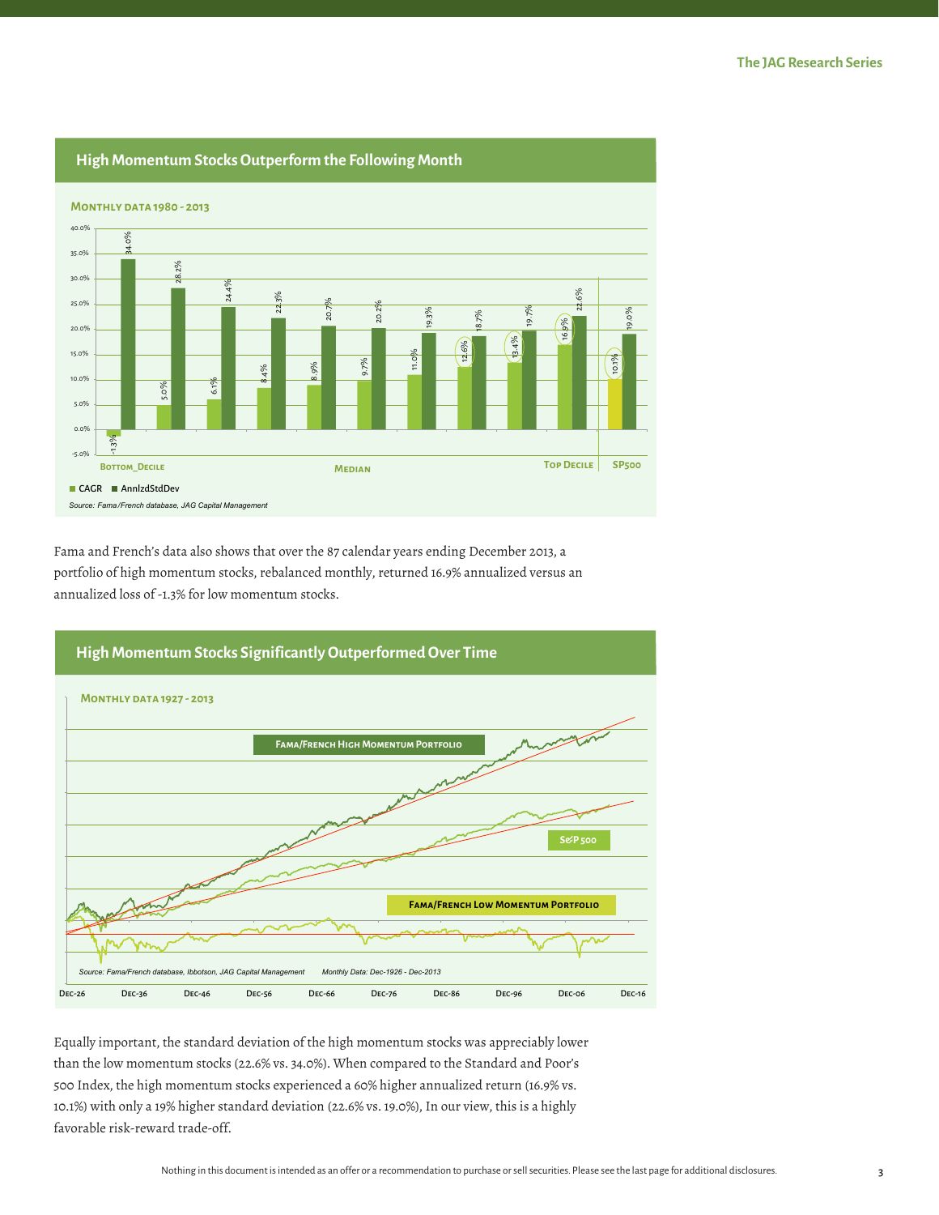## High Momentum Stocks Outperform the Following Month

**Monthly data 1980 - 2013**

| | Bottom_Decile | | | | Median | | | | | Top Decile | SP500 |
|---|---|---|---|---|---|---|---|---|---|---|---|
| CAGR | -1.3% | 5.0% | 6.1% | 8.4% | 8.9% | 9.7% | 11.0% | 12.6% | 13.4% | 16.9% | 10.1% |
| AnnlzdStdDev | 34.0% | 28.2% | 24.4% | 22.3% | 20.7% | 20.2% | 19.3% | 18.7% | 19.7% | 22.6% | 19.0% |

*Source: Fama/French database, JAG Capital Management*

Fama and French's data also shows that over the 87 calendar years ending December 2013, a portfolio of high momentum stocks, rebalanced monthly, returned 16.9% annualized versus an annualized loss of -1.3% for low momentum stocks.

## High Momentum Stocks Significantly Outperformed Over Time

**Monthly data 1927 - 2013**

Fama/French High Momentum Portfolio

S&P 500

Fama/French Low Momentum Portfolio

*Source: Fama/French database, Ibbotson, JAG Capital Management* *Monthly Data: Dec-1926 - Dec-2013*

Dec-26 Dec-36 Dec-46 Dec-56 Dec-66 Dec-76 Dec-86 Dec-96 Dec-06 Dec-16

Equally important, the standard deviation of the high momentum stocks was appreciably lower than the low momentum stocks (22.6% vs. 34.0%). When compared to the Standard and Poor's 500 Index, the high momentum stocks experienced a 60% higher annualized return (16.9% vs. 10.1%) with only a 19% higher standard deviation (22.6% vs. 19.0%), In our view, this is a highly favorable risk-reward trade-off.

Nothing in this document is intended as an offer or a recommendation to purchase or sell securities. Please see the last page for additional disclosures.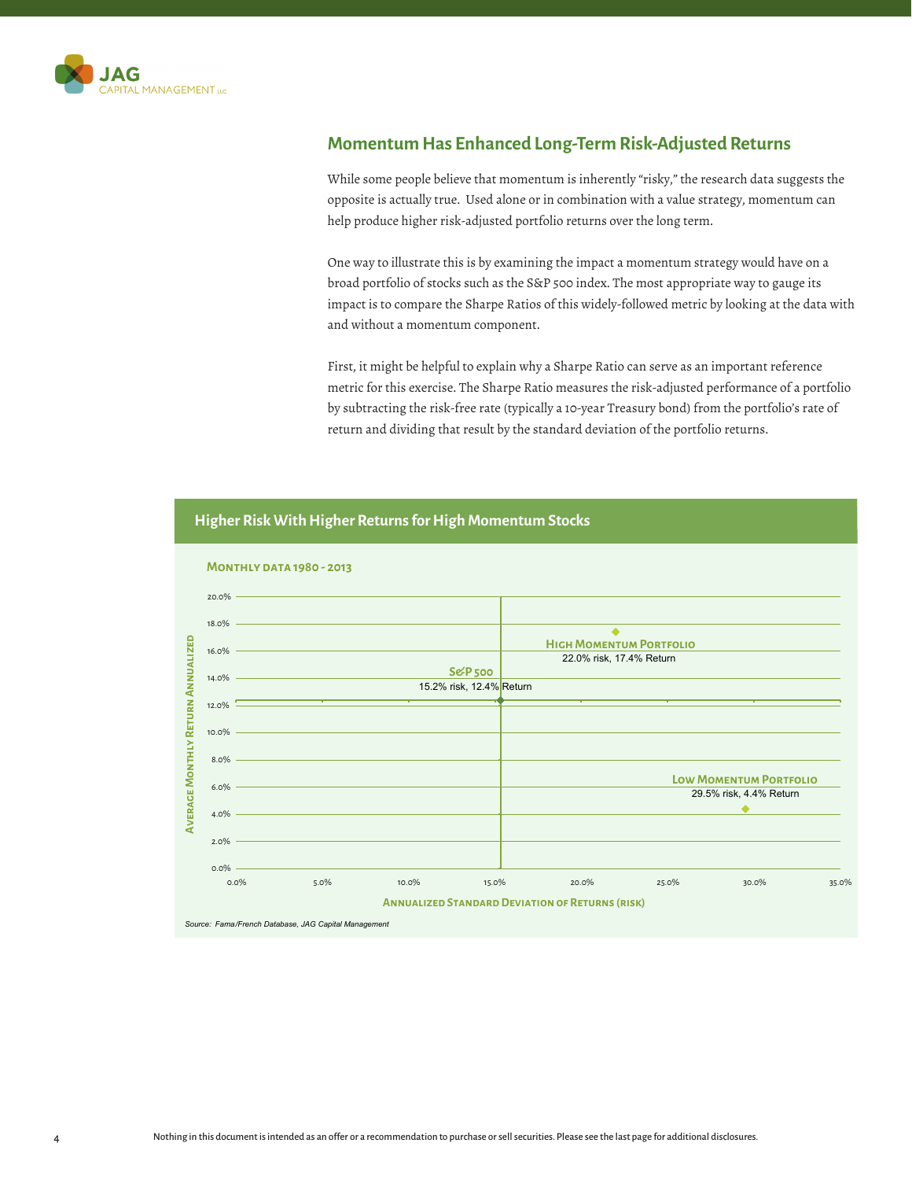## Momentum Has Enhanced Long-Term Risk-Adjusted Returns

While some people believe that momentum is inherently "risky," the research data suggests the opposite is actually true. Used alone or in combination with a value strategy, momentum can help produce higher risk-adjusted portfolio returns over the long term.

One way to illustrate this is by examining the impact a momentum strategy would have on a broad portfolio of stocks such as the S&P 500 index. The most appropriate way to gauge its impact is to compare the Sharpe Ratios of this widely-followed metric by looking at the data with and without a momentum component.

First, it might be helpful to explain why a Sharpe Ratio can serve as an important reference metric for this exercise. The Sharpe Ratio measures the risk-adjusted performance of a portfolio by subtracting the risk-free rate (typically a 10-year Treasury bond) from the portfolio's rate of return and dividing that result by the standard deviation of the portfolio returns.

### Higher Risk With Higher Returns for High Momentum Stocks

**Monthly data 1980 - 2013**

| Portfolio | Annualized Standard Deviation of Returns (risk) | Average Monthly Return Annualized |
|---|---|---|
| High Momentum Portfolio | 22.0% | 17.4% |
| S&P 500 | 15.2% | 12.4% |
| Low Momentum Portfolio | 29.5% | 4.4% |

*Source: Fama/French Database, JAG Capital Management*

Nothing in this document is intended as an offer or a recommendation to purchase or sell securities. Please see the last page for additional disclosures.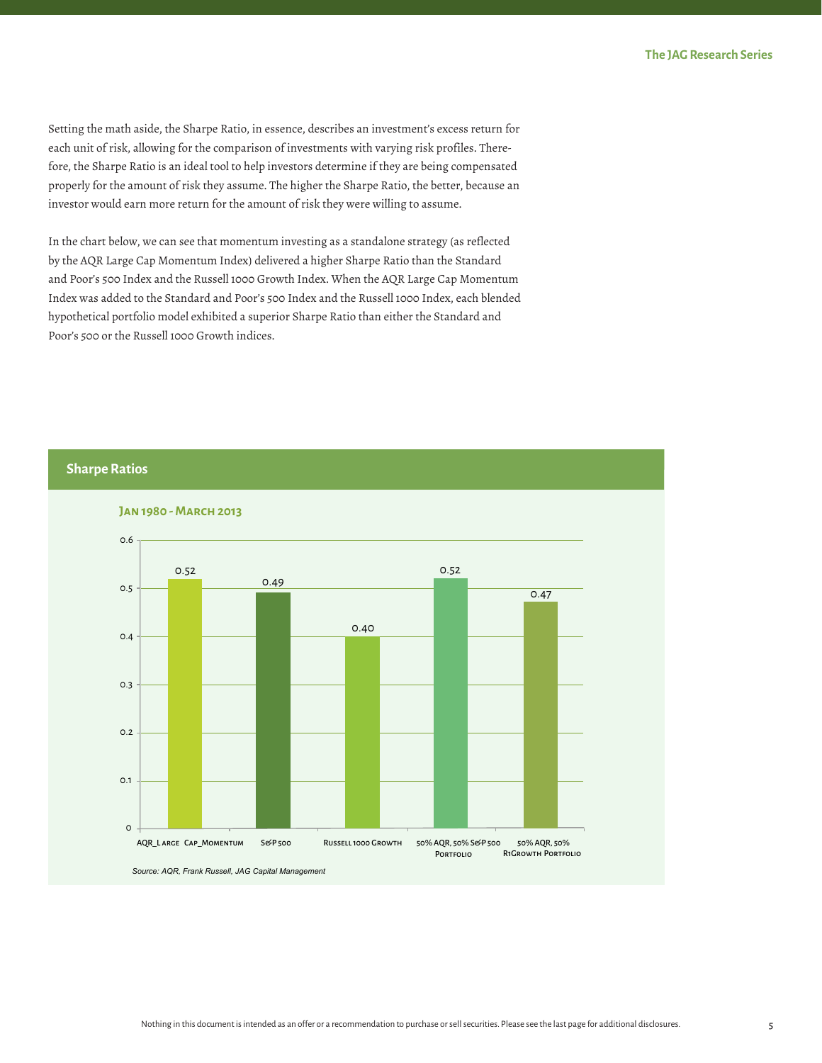Setting the math aside, the Sharpe Ratio, in essence, describes an investment's excess return for each unit of risk, allowing for the comparison of investments with varying risk profiles. Therefore, the Sharpe Ratio is an ideal tool to help investors determine if they are being compensated properly for the amount of risk they assume. The higher the Sharpe Ratio, the better, because an investor would earn more return for the amount of risk they were willing to assume.

In the chart below, we can see that momentum investing as a standalone strategy (as reflected by the AQR Large Cap Momentum Index) delivered a higher Sharpe Ratio than the Standard and Poor's 500 Index and the Russell 1000 Growth Index. When the AQR Large Cap Momentum Index was added to the Standard and Poor's 500 Index and the Russell 1000 Index, each blended hypothetical portfolio model exhibited a superior Sharpe Ratio than either the Standard and Poor's 500 or the Russell 1000 Growth indices.

## Sharpe Ratios

**Jan 1980 - March 2013**

| Index / Portfolio | Sharpe Ratio |
|---|---|
| AQR_Large Cap_Momentum | 0.52 |
| S&P 500 | 0.49 |
| Russell 1000 Growth | 0.40 |
| 50% AQR, 50% S&P 500 Portfolio | 0.52 |
| 50% AQR, 50% R1Growth Portfolio | 0.47 |

*Source: AQR, Frank Russell, JAG Capital Management*

Nothing in this document is intended as an offer or a recommendation to purchase or sell securities. Please see the last page for additional disclosures.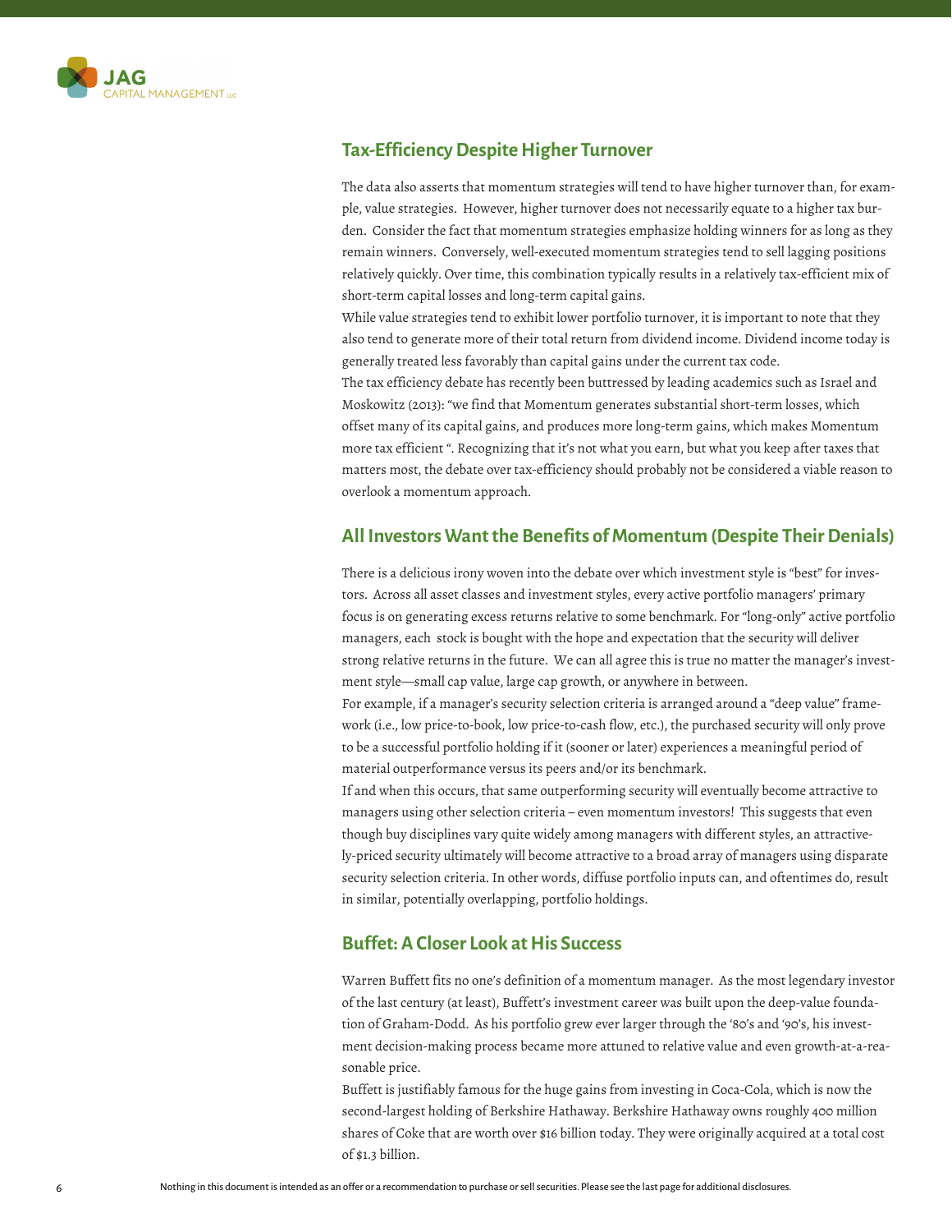## Tax-Efficiency Despite Higher Turnover

The data also asserts that momentum strategies will tend to have higher turnover than, for example, value strategies. However, higher turnover does not necessarily equate to a higher tax burden. Consider the fact that momentum strategies emphasize holding winners for as long as they remain winners. Conversely, well-executed momentum strategies tend to sell lagging positions relatively quickly. Over time, this combination typically results in a relatively tax-efficient mix of short-term capital losses and long-term capital gains.

While value strategies tend to exhibit lower portfolio turnover, it is important to note that they also tend to generate more of their total return from dividend income. Dividend income today is generally treated less favorably than capital gains under the current tax code.

The tax efficiency debate has recently been buttressed by leading academics such as Israel and Moskowitz (2013): "we find that Momentum generates substantial short-term losses, which offset many of its capital gains, and produces more long-term gains, which makes Momentum more tax efficient ". Recognizing that it's not what you earn, but what you keep after taxes that matters most, the debate over tax-efficiency should probably not be considered a viable reason to overlook a momentum approach.

## All Investors Want the Benefits of Momentum (Despite Their Denials)

There is a delicious irony woven into the debate over which investment style is "best" for investors. Across all asset classes and investment styles, every active portfolio managers' primary focus is on generating excess returns relative to some benchmark. For "long-only" active portfolio managers, each stock is bought with the hope and expectation that the security will deliver strong relative returns in the future. We can all agree this is true no matter the manager's investment style—small cap value, large cap growth, or anywhere in between.

For example, if a manager's security selection criteria is arranged around a "deep value" framework (i.e., low price-to-book, low price-to-cash flow, etc.), the purchased security will only prove to be a successful portfolio holding if it (sooner or later) experiences a meaningful period of material outperformance versus its peers and/or its benchmark.

If and when this occurs, that same outperforming security will eventually become attractive to managers using other selection criteria – even momentum investors! This suggests that even though buy disciplines vary quite widely among managers with different styles, an attractively-priced security ultimately will become attractive to a broad array of managers using disparate security selection criteria. In other words, diffuse portfolio inputs can, and oftentimes do, result in similar, potentially overlapping, portfolio holdings.

## Buffet: A Closer Look at His Success

Warren Buffett fits no one's definition of a momentum manager. As the most legendary investor of the last century (at least), Buffett's investment career was built upon the deep-value foundation of Graham-Dodd. As his portfolio grew ever larger through the '80's and '90's, his investment decision-making process became more attuned to relative value and even growth-at-a-reasonable price.

Buffett is justifiably famous for the huge gains from investing in Coca-Cola, which is now the second-largest holding of Berkshire Hathaway. Berkshire Hathaway owns roughly 400 million shares of Coke that are worth over $16 billion today. They were originally acquired at a total cost of $1.3 billion.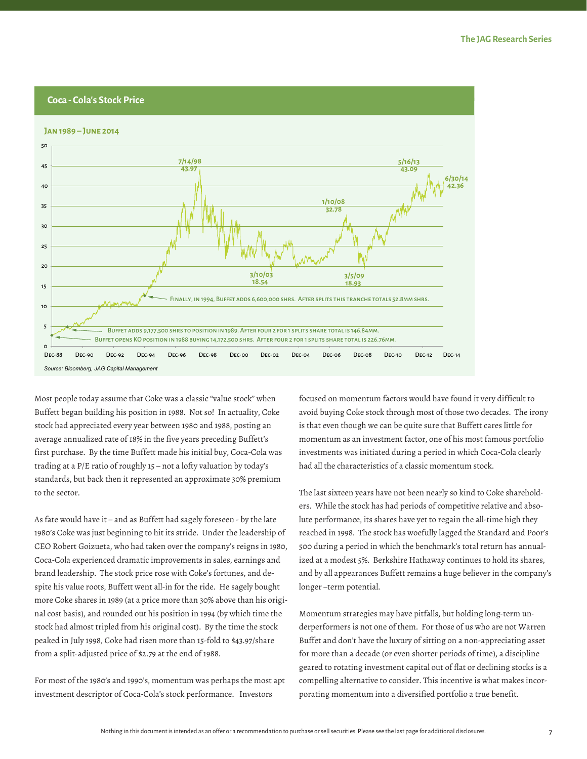## Coca - Cola's Stock Price

**Jan 1989 – June 2014**

- 7/14/98: 43.97
- 5/16/13: 43.09
- 6/30/14: 42.36
- 1/10/08: 32.78
- 3/10/03: 18.54
- 3/5/09: 18.93

Finally, in 1994, Buffet adds 6,600,000 shrs. After splits this tranche totals 52.8mm shrs.

Buffet adds 9,177,500 shrs to position in 1989. After four 2 for 1 splits share total is 146.84mm.

Buffet opens KO position in 1988 buying 14,172,500 shrs. After four 2 for 1 splits share total is 226.76mm.

*Source: Bloomberg, JAG Capital Management*

Most people today assume that Coke was a classic "value stock" when Buffett began building his position in 1988. Not so! In actuality, Coke stock had appreciated every year between 1980 and 1988, posting an average annualized rate of 18% in the five years preceding Buffett's first purchase. By the time Buffett made his initial buy, Coca-Cola was trading at a P/E ratio of roughly 15 – not a lofty valuation by today's standards, but back then it represented an approximate 30% premium to the sector.

As fate would have it – and as Buffett had sagely foreseen - by the late 1980's Coke was just beginning to hit its stride. Under the leadership of CEO Robert Goizueta, who had taken over the company's reigns in 1980, Coca-Cola experienced dramatic improvements in sales, earnings and brand leadership. The stock price rose with Coke's fortunes, and despite his value roots, Buffett went all-in for the ride. He sagely bought more Coke shares in 1989 (at a price more than 30% above than his original cost basis), and rounded out his position in 1994 (by which time the stock had almost tripled from his original cost). By the time the stock peaked in July 1998, Coke had risen more than 15-fold to $43.97/share from a split-adjusted price of $2.79 at the end of 1988.

For most of the 1980's and 1990's, momentum was perhaps the most apt investment descriptor of Coca-Cola's stock performance. Investors focused on momentum factors would have found it very difficult to avoid buying Coke stock through most of those two decades. The irony is that even though we can be quite sure that Buffett cares little for momentum as an investment factor, one of his most famous portfolio investments was initiated during a period in which Coca-Cola clearly had all the characteristics of a classic momentum stock.

The last sixteen years have not been nearly so kind to Coke shareholders. While the stock has had periods of competitive relative and absolute performance, its shares have yet to regain the all-time high they reached in 1998. The stock has woefully lagged the Standard and Poor's 500 during a period in which the benchmark's total return has annualized at a modest 5%. Berkshire Hathaway continues to hold its shares, and by all appearances Buffett remains a huge believer in the company's longer –term potential.

Momentum strategies may have pitfalls, but holding long-term underperformers is not one of them. For those of us who are not Warren Buffet and don't have the luxury of sitting on a non-appreciating asset for more than a decade (or even shorter periods of time), a discipline geared to rotating investment capital out of flat or declining stocks is a compelling alternative to consider. This incentive is what makes incorporating momentum into a diversified portfolio a true benefit.

Nothing in this document is intended as an offer or a recommendation to purchase or sell securities. Please see the last page for additional disclosures.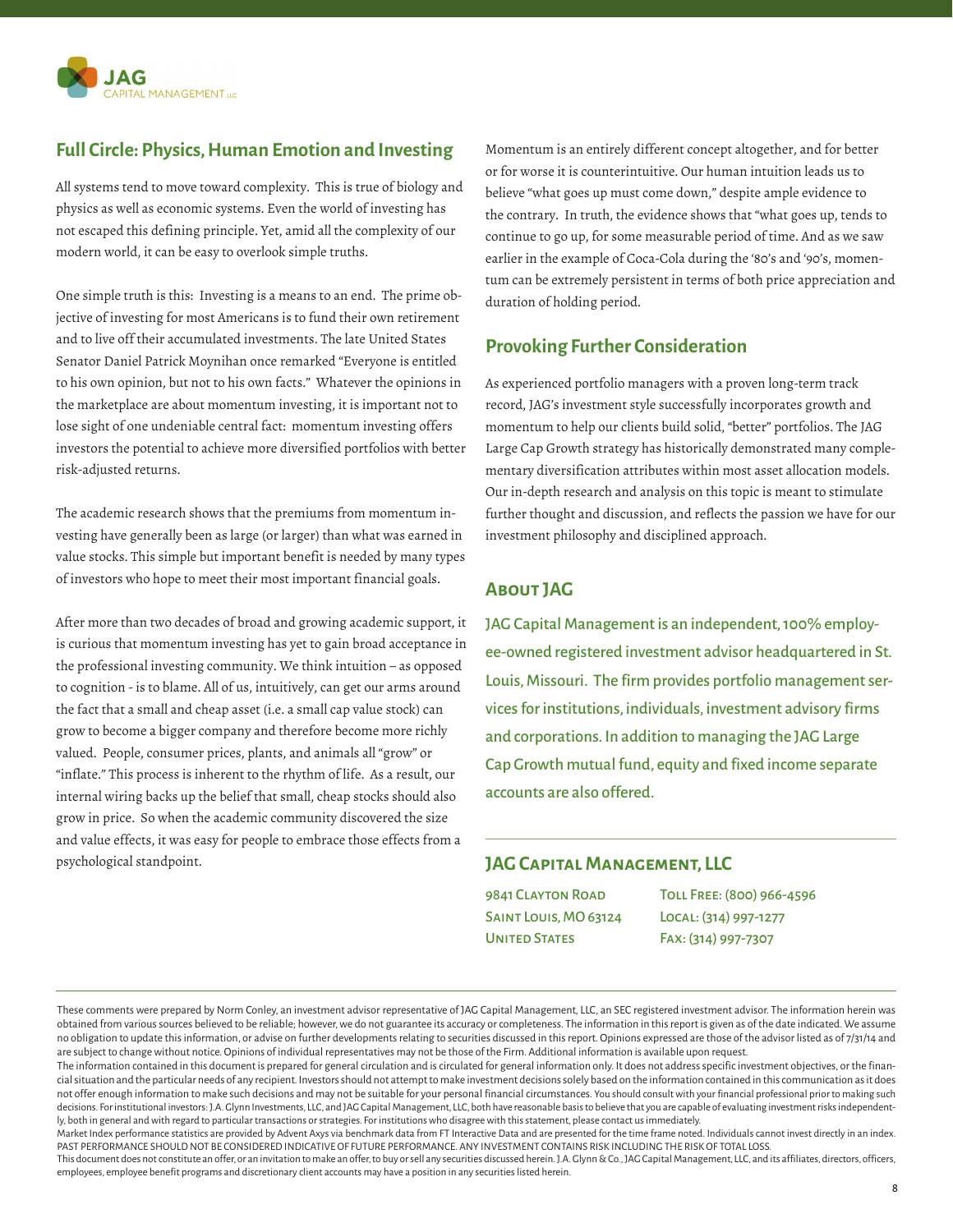## Full Circle: Physics, Human Emotion and Investing

All systems tend to move toward complexity. This is true of biology and physics as well as economic systems. Even the world of investing has not escaped this defining principle. Yet, amid all the complexity of our modern world, it can be easy to overlook simple truths.

One simple truth is this: Investing is a means to an end. The prime objective of investing for most Americans is to fund their own retirement and to live off their accumulated investments. The late United States Senator Daniel Patrick Moynihan once remarked "Everyone is entitled to his own opinion, but not to his own facts." Whatever the opinions in the marketplace are about momentum investing, it is important not to lose sight of one undeniable central fact: momentum investing offers investors the potential to achieve more diversified portfolios with better risk-adjusted returns.

The academic research shows that the premiums from momentum investing have generally been as large (or larger) than what was earned in value stocks. This simple but important benefit is needed by many types of investors who hope to meet their most important financial goals.

After more than two decades of broad and growing academic support, it is curious that momentum investing has yet to gain broad acceptance in the professional investing community. We think intuition – as opposed to cognition - is to blame. All of us, intuitively, can get our arms around the fact that a small and cheap asset (i.e. a small cap value stock) can grow to become a bigger company and therefore become more richly valued. People, consumer prices, plants, and animals all "grow" or "inflate." This process is inherent to the rhythm of life. As a result, our internal wiring backs up the belief that small, cheap stocks should also grow in price. So when the academic community discovered the size and value effects, it was easy for people to embrace those effects from a psychological standpoint.

Momentum is an entirely different concept altogether, and for better or for worse it is counterintuitive. Our human intuition leads us to believe "what goes up must come down," despite ample evidence to the contrary. In truth, the evidence shows that "what goes up, tends to continue to go up, for some measurable period of time. And as we saw earlier in the example of Coca-Cola during the '80's and '90's, momentum can be extremely persistent in terms of both price appreciation and duration of holding period.

## Provoking Further Consideration

As experienced portfolio managers with a proven long-term track record, JAG's investment style successfully incorporates growth and momentum to help our clients build solid, "better" portfolios. The JAG Large Cap Growth strategy has historically demonstrated many complementary diversification attributes within most asset allocation models. Our in-depth research and analysis on this topic is meant to stimulate further thought and discussion, and reflects the passion we have for our investment philosophy and disciplined approach.

## About JAG

JAG Capital Management is an independent, 100% employee-owned registered investment advisor headquartered in St. Louis, Missouri. The firm provides portfolio management services for institutions, individuals, investment advisory firms and corporations. In addition to managing the JAG Large Cap Growth mutual fund, equity and fixed income separate accounts are also offered.

### JAG Capital Management, LLC

9841 Clayton Road
Saint Louis, MO 63124
United States

Toll Free: (800) 966-4596
Local: (314) 997-1277
Fax: (314) 997-7307

These comments were prepared by Norm Conley, an investment advisor representative of JAG Capital Management, LLC, an SEC registered investment advisor. The information herein was obtained from various sources believed to be reliable; however, we do not guarantee its accuracy or completeness. The information in this report is given as of the date indicated. We assume no obligation to update this information, or advise on further developments relating to securities discussed in this report. Opinions expressed are those of the advisor listed as of 7/31/14 and are subject to change without notice. Opinions of individual representatives may not be those of the Firm. Additional information is available upon request.

The information contained in this document is prepared for general circulation and is circulated for general information only. It does not address specific investment objectives, or the financial situation and the particular needs of any recipient. Investors should not attempt to make investment decisions solely based on the information contained in this communication as it does not offer enough information to make such decisions and may not be suitable for your personal financial circumstances. You should consult with your financial professional prior to making such decisions. For institutional investors: J.A. Glynn Investments, LLC, and JAG Capital Management, LLC, both have reasonable basis to believe that you are capable of evaluating investment risks independently, both in general and with regard to particular transactions or strategies. For institutions who disagree with this statement, please contact us immediately.

Market Index performance statistics are provided by Advent Axys via benchmark data from FT Interactive Data and are presented for the time frame noted. Individuals cannot invest directly in an index. PAST PERFORMANCE SHOULD NOT BE CONSIDERED INDICATIVE OF FUTURE PERFORMANCE. ANY INVESTMENT CONTAINS RISK INCLUDING THE RISK OF TOTAL LOSS.

This document does not constitute an offer, or an invitation to make an offer, to buy or sell any securities discussed herein. J.A. Glynn & Co., JAG Capital Management, LLC, and its affiliates, directors, officers, employees, employee benefit programs and discretionary client accounts may have a position in any securities listed herein.